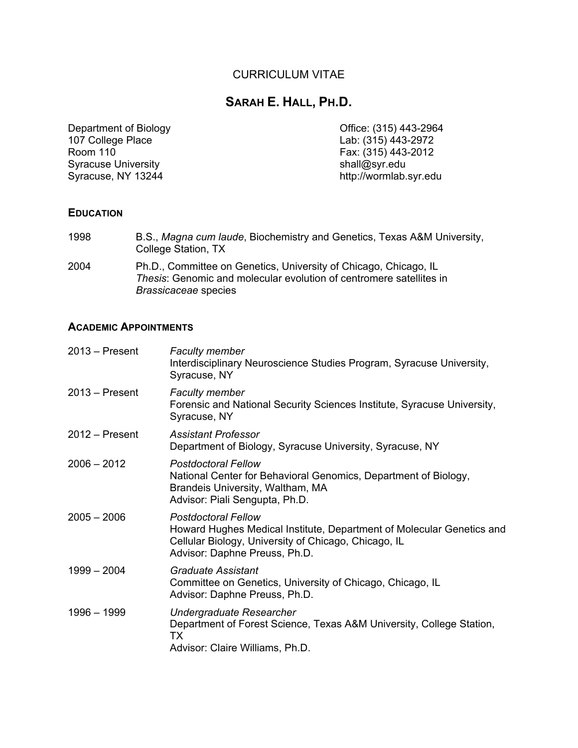CURRICULUM VITAE

# SARAH E. HALL, PH.D.

Department of Biology
107 College Place
Room 110
Syracuse University
Syracuse, NY 13244

Office: (315) 443-2964
Lab: (315) 443-2972
Fax: (315) 443-2012
shall@syr.edu
http://wormlab.syr.edu

## EDUCATION

1998 B.S., *Magna cum laude*, Biochemistry and Genetics, Texas A&M University, College Station, TX

2004 Ph.D., Committee on Genetics, University of Chicago, Chicago, IL
*Thesis*: Genomic and molecular evolution of centromere satellites in *Brassicaceae* species

## ACADEMIC APPOINTMENTS

2013 – Present *Faculty member*
Interdisciplinary Neuroscience Studies Program, Syracuse University, Syracuse, NY

2013 – Present *Faculty member*
Forensic and National Security Sciences Institute, Syracuse University, Syracuse, NY

2012 – Present *Assistant Professor*
Department of Biology, Syracuse University, Syracuse, NY

2006 – 2012 *Postdoctoral Fellow*
National Center for Behavioral Genomics, Department of Biology, Brandeis University, Waltham, MA
Advisor: Piali Sengupta, Ph.D.

2005 – 2006 *Postdoctoral Fellow*
Howard Hughes Medical Institute, Department of Molecular Genetics and Cellular Biology, University of Chicago, Chicago, IL
Advisor: Daphne Preuss, Ph.D.

1999 – 2004 *Graduate Assistant*
Committee on Genetics, University of Chicago, Chicago, IL
Advisor: Daphne Preuss, Ph.D.

1996 – 1999 *Undergraduate Researcher*
Department of Forest Science, Texas A&M University, College Station, TX
Advisor: Claire Williams, Ph.D.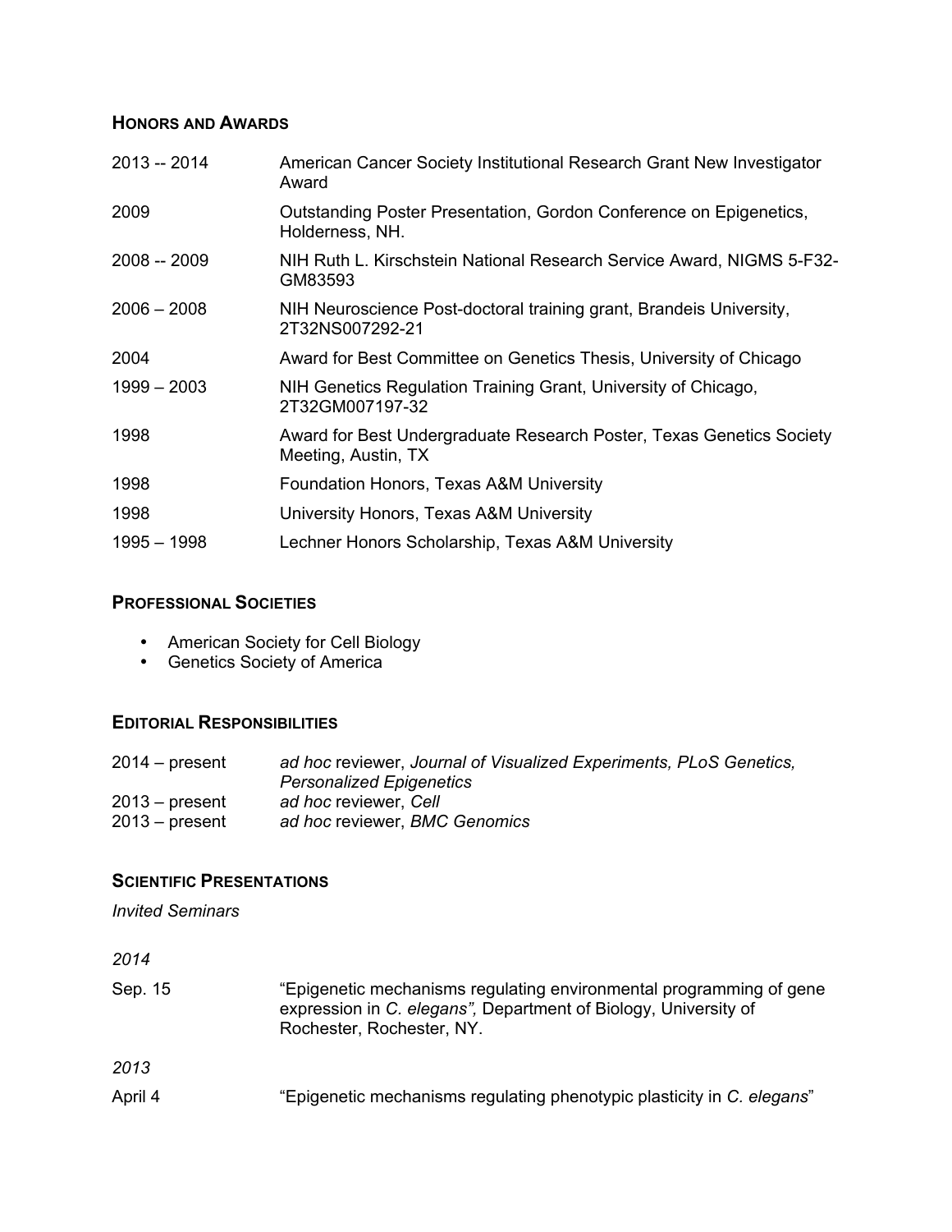## HONORS AND AWARDS

| | |
|---|---|
| 2013 -- 2014 | American Cancer Society Institutional Research Grant New Investigator Award |
| 2009 | Outstanding Poster Presentation, Gordon Conference on Epigenetics, Holderness, NH. |
| 2008 -- 2009 | NIH Ruth L. Kirschstein National Research Service Award, NIGMS 5-F32-GM83593 |
| 2006 – 2008 | NIH Neuroscience Post-doctoral training grant, Brandeis University, 2T32NS007292-21 |
| 2004 | Award for Best Committee on Genetics Thesis, University of Chicago |
| 1999 – 2003 | NIH Genetics Regulation Training Grant, University of Chicago, 2T32GM007197-32 |
| 1998 | Award for Best Undergraduate Research Poster, Texas Genetics Society Meeting, Austin, TX |
| 1998 | Foundation Honors, Texas A&M University |
| 1998 | University Honors, Texas A&M University |
| 1995 – 1998 | Lechner Honors Scholarship, Texas A&M University |

## PROFESSIONAL SOCIETIES

- American Society for Cell Biology
- Genetics Society of America

## EDITORIAL RESPONSIBILITIES

| | |
|---|---|
| 2014 – present | *ad hoc* reviewer, *Journal of Visualized Experiments, PLoS Genetics, Personalized Epigenetics* |
| 2013 – present | *ad hoc* reviewer, *Cell* |
| 2013 – present | *ad hoc* reviewer, *BMC Genomics* |

## SCIENTIFIC PRESENTATIONS

*Invited Seminars*

*2014*

| | |
|---|---|
| Sep. 15 | "Epigenetic mechanisms regulating environmental programming of gene expression in *C. elegans"*, Department of Biology, University of Rochester, Rochester, NY. |

*2013*

| | |
|---|---|
| April 4 | "Epigenetic mechanisms regulating phenotypic plasticity in *C. elegans*" |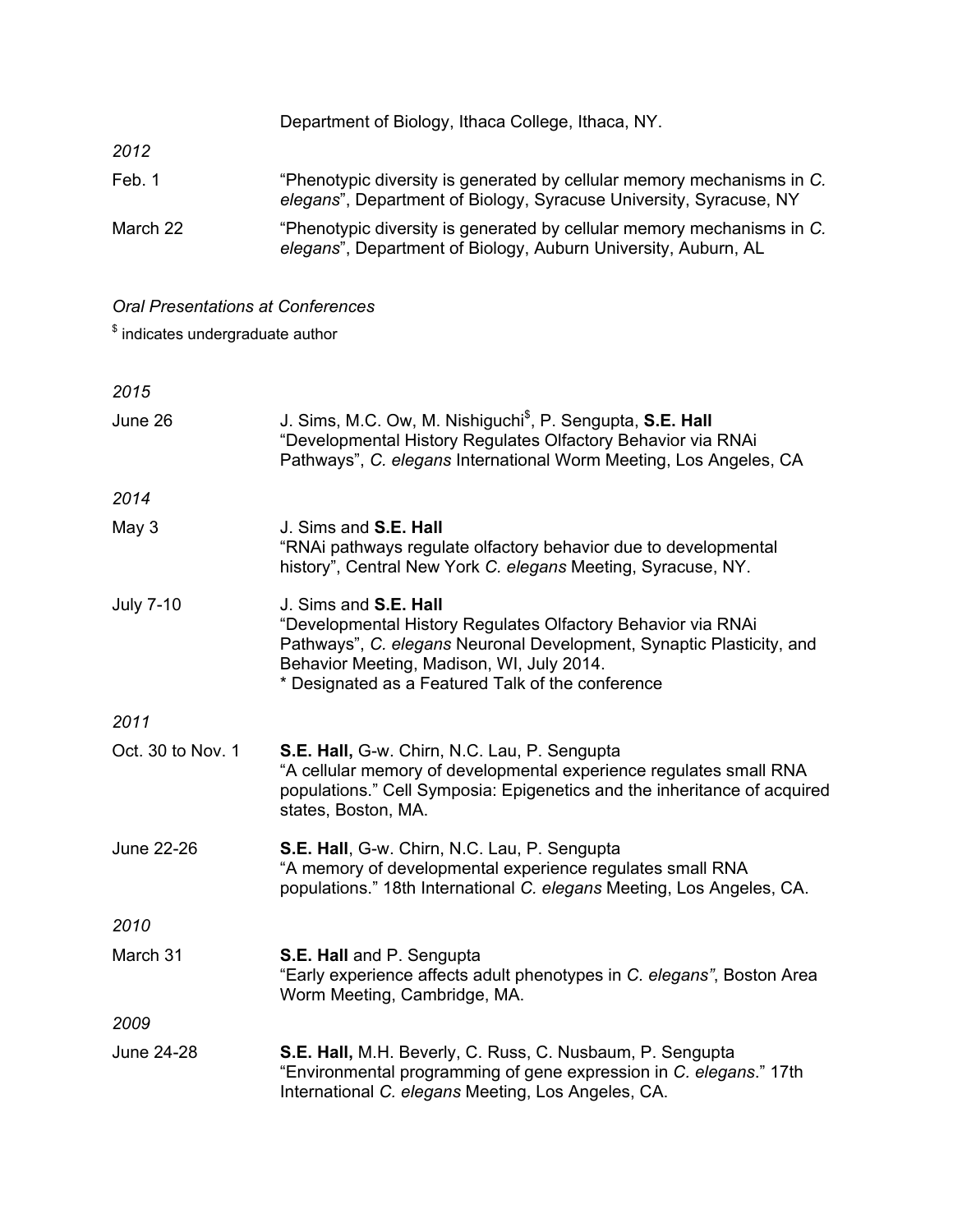Department of Biology, Ithaca College, Ithaca, NY.

*2012*

Feb. 1 — "Phenotypic diversity is generated by cellular memory mechanisms in *C. elegans*", Department of Biology, Syracuse University, Syracuse, NY

March 22 — "Phenotypic diversity is generated by cellular memory mechanisms in *C. elegans*", Department of Biology, Auburn University, Auburn, AL

*Oral Presentations at Conferences*

[$] indicates undergraduate author

*2015*

June 26 — J. Sims, M.C. Ow, M. Nishiguchi[$], P. Sengupta, **S.E. Hall**
"Developmental History Regulates Olfactory Behavior via RNAi Pathways", *C. elegans* International Worm Meeting, Los Angeles, CA

*2014*

May 3 — J. Sims and **S.E. Hall**
"RNAi pathways regulate olfactory behavior due to developmental history", Central New York *C. elegans* Meeting, Syracuse, NY.

July 7-10 — J. Sims and **S.E. Hall**
"Developmental History Regulates Olfactory Behavior via RNAi Pathways", *C. elegans* Neuronal Development, Synaptic Plasticity, and Behavior Meeting, Madison, WI, July 2014.
* Designated as a Featured Talk of the conference

*2011*

Oct. 30 to Nov. 1 — **S.E. Hall,** G-w. Chirn, N.C. Lau, P. Sengupta
"A cellular memory of developmental experience regulates small RNA populations." Cell Symposia: Epigenetics and the inheritance of acquired states, Boston, MA.

June 22-26 — **S.E. Hall**, G-w. Chirn, N.C. Lau, P. Sengupta
"A memory of developmental experience regulates small RNA populations." 18th International *C. elegans* Meeting, Los Angeles, CA.

*2010*

March 31 — **S.E. Hall** and P. Sengupta
"Early experience affects adult phenotypes in *C. elegans"*, Boston Area Worm Meeting, Cambridge, MA.

*2009*

June 24-28 — **S.E. Hall,** M.H. Beverly, C. Russ, C. Nusbaum, P. Sengupta
"Environmental programming of gene expression in *C. elegans*." 17th International *C. elegans* Meeting, Los Angeles, CA.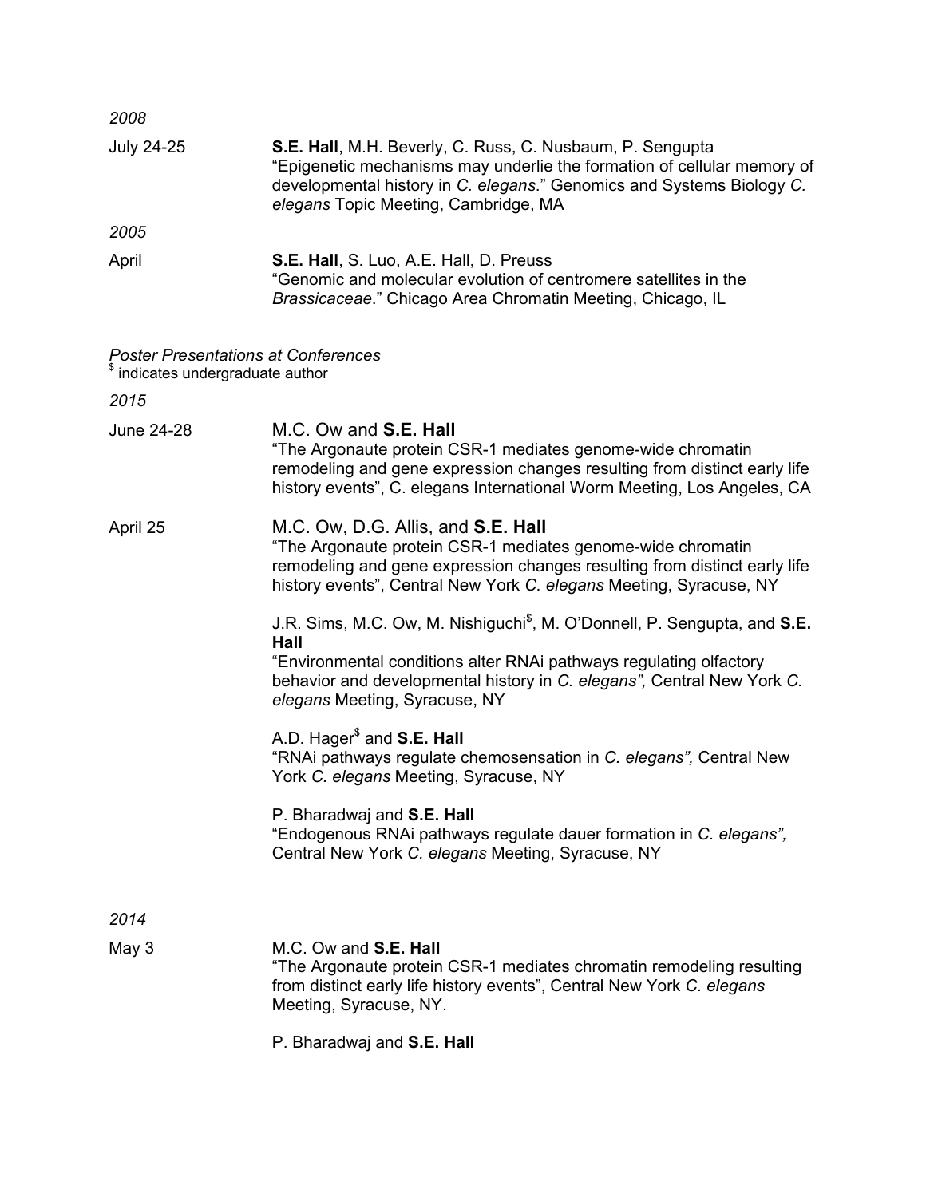*2008*

July 24-25 **S.E. Hall**, M.H. Beverly, C. Russ, C. Nusbaum, P. Sengupta
"Epigenetic mechanisms may underlie the formation of cellular memory of developmental history in *C. elegans*." Genomics and Systems Biology *C. elegans* Topic Meeting, Cambridge, MA

*2005*

April **S.E. Hall**, S. Luo, A.E. Hall, D. Preuss
"Genomic and molecular evolution of centromere satellites in the *Brassicaceae*." Chicago Area Chromatin Meeting, Chicago, IL

*Poster Presentations at Conferences*
$ indicates undergraduate author

*2015*

June 24-28 M.C. Ow and **S.E. Hall**
"The Argonaute protein CSR-1 mediates genome-wide chromatin remodeling and gene expression changes resulting from distinct early life history events", C. elegans International Worm Meeting, Los Angeles, CA

April 25 M.C. Ow, D.G. Allis, and **S.E. Hall**
"The Argonaute protein CSR-1 mediates genome-wide chromatin remodeling and gene expression changes resulting from distinct early life history events", Central New York *C. elegans* Meeting, Syracuse, NY

J.R. Sims, M.C. Ow, M. Nishiguchi$, M. O'Donnell, P. Sengupta, and **S.E. Hall**
"Environmental conditions alter RNAi pathways regulating olfactory behavior and developmental history in *C. elegans",* Central New York *C. elegans* Meeting, Syracuse, NY

A.D. Hager$ and **S.E. Hall**
"RNAi pathways regulate chemosensation in *C. elegans",* Central New York *C. elegans* Meeting, Syracuse, NY

P. Bharadwaj and **S.E. Hall**
"Endogenous RNAi pathways regulate dauer formation in *C. elegans",* Central New York *C. elegans* Meeting, Syracuse, NY

*2014*

May 3 M.C. Ow and **S.E. Hall**
"The Argonaute protein CSR-1 mediates chromatin remodeling resulting from distinct early life history events", Central New York *C. elegans* Meeting, Syracuse, NY.

P. Bharadwaj and **S.E. Hall**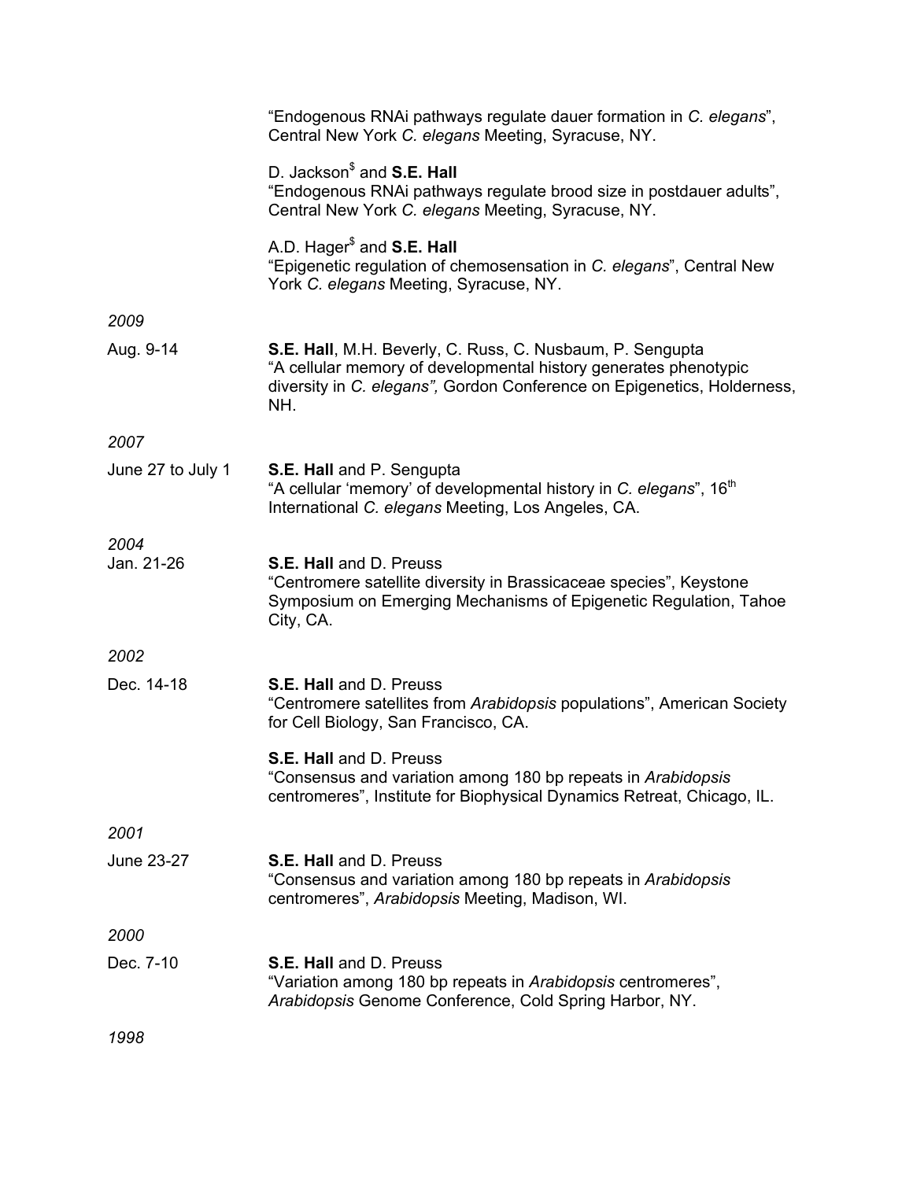"Endogenous RNAi pathways regulate dauer formation in *C. elegans*", Central New York *C. elegans* Meeting, Syracuse, NY.

D. Jackson[$] and **S.E. Hall**
"Endogenous RNAi pathways regulate brood size in postdauer adults", Central New York *C. elegans* Meeting, Syracuse, NY.

A.D. Hager[$] and **S.E. Hall**
"Epigenetic regulation of chemosensation in *C. elegans*", Central New York *C. elegans* Meeting, Syracuse, NY.

*2009*

Aug. 9-14 — **S.E. Hall**, M.H. Beverly, C. Russ, C. Nusbaum, P. Sengupta
"A cellular memory of developmental history generates phenotypic diversity in *C. elegans",* Gordon Conference on Epigenetics, Holderness, NH.

*2007*

June 27 to July 1 — **S.E. Hall** and P. Sengupta
"A cellular 'memory' of developmental history in *C. elegans*", 16th International *C. elegans* Meeting, Los Angeles, CA.

*2004*

Jan. 21-26 — **S.E. Hall** and D. Preuss
"Centromere satellite diversity in Brassicaceae species", Keystone Symposium on Emerging Mechanisms of Epigenetic Regulation, Tahoe City, CA.

*2002*

Dec. 14-18 — **S.E. Hall** and D. Preuss
"Centromere satellites from *Arabidopsis* populations", American Society for Cell Biology, San Francisco, CA.

**S.E. Hall** and D. Preuss
"Consensus and variation among 180 bp repeats in *Arabidopsis* centromeres", Institute for Biophysical Dynamics Retreat, Chicago, IL.

*2001*

June 23-27 — **S.E. Hall** and D. Preuss
"Consensus and variation among 180 bp repeats in *Arabidopsis* centromeres", *Arabidopsis* Meeting, Madison, WI.

*2000*

Dec. 7-10 — **S.E. Hall** and D. Preuss
"Variation among 180 bp repeats in *Arabidopsis* centromeres", *Arabidopsis* Genome Conference, Cold Spring Harbor, NY.

*1998*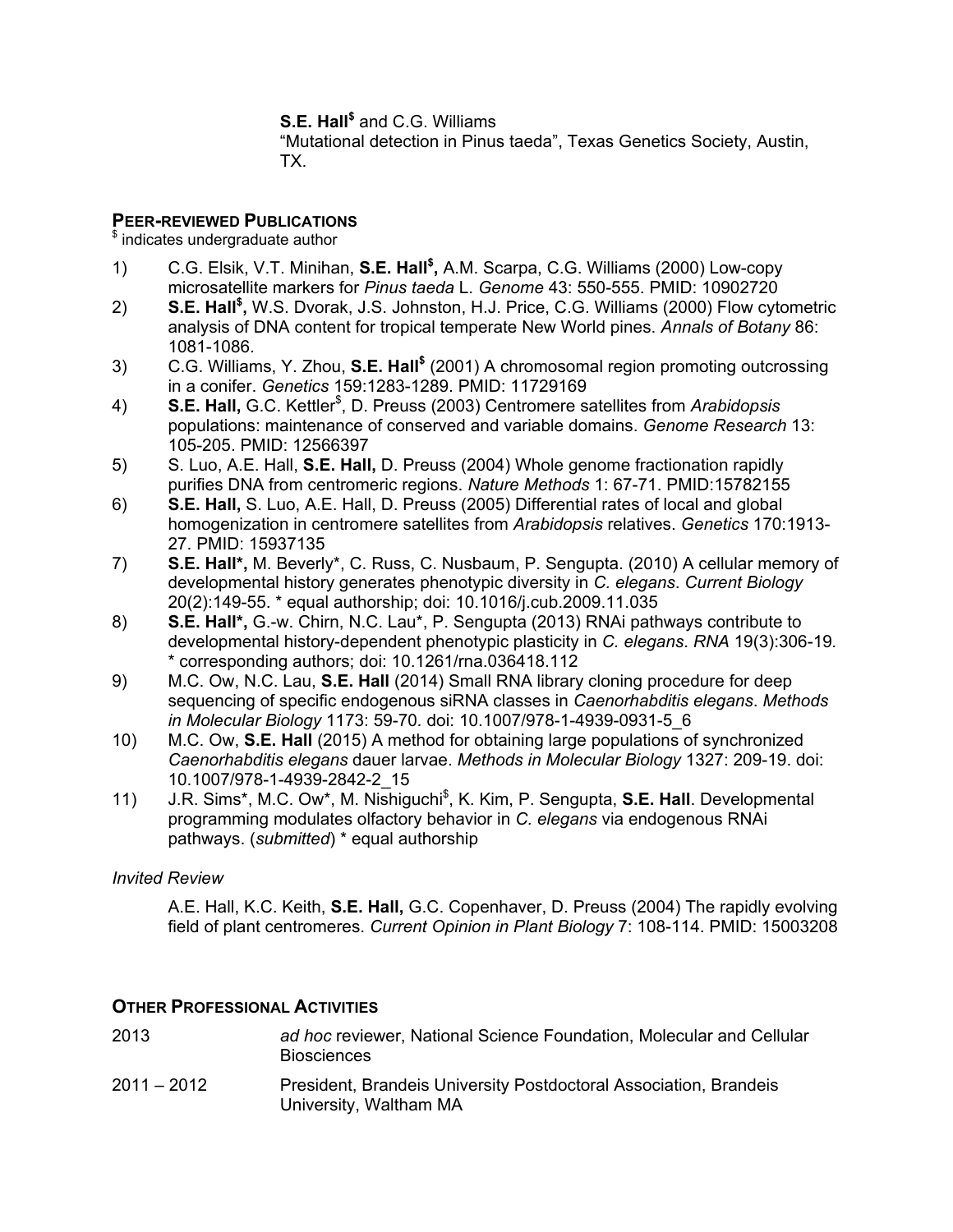**S.E. Hall**[$] and C.G. Williams
"Mutational detection in Pinus taeda", Texas Genetics Society, Austin, TX.

## PEER-REVIEWED PUBLICATIONS

[$] indicates undergraduate author

1) C.G. Elsik, V.T. Minihan, **S.E. Hall**[$]**,** A.M. Scarpa, C.G. Williams (2000) Low-copy microsatellite markers for *Pinus taeda* L. *Genome* 43: 550-555. PMID: 10902720
2) **S.E. Hall**[$]**,** W.S. Dvorak, J.S. Johnston, H.J. Price, C.G. Williams (2000) Flow cytometric analysis of DNA content for tropical temperate New World pines. *Annals of Botany* 86: 1081-1086.
3) C.G. Williams, Y. Zhou, **S.E. Hall**[$] (2001) A chromosomal region promoting outcrossing in a conifer. *Genetics* 159:1283-1289. PMID: 11729169
4) **S.E. Hall,** G.C. Kettler[$], D. Preuss (2003) Centromere satellites from *Arabidopsis* populations: maintenance of conserved and variable domains. *Genome Research* 13: 105-205. PMID: 12566397
5) S. Luo, A.E. Hall, **S.E. Hall,** D. Preuss (2004) Whole genome fractionation rapidly purifies DNA from centromeric regions. *Nature Methods* 1: 67-71. PMID:15782155
6) **S.E. Hall,** S. Luo, A.E. Hall, D. Preuss (2005) Differential rates of local and global homogenization in centromere satellites from *Arabidopsis* relatives. *Genetics* 170:1913-27. PMID: 15937135
7) **S.E. Hall\*,** M. Beverly\*, C. Russ, C. Nusbaum, P. Sengupta. (2010) A cellular memory of developmental history generates phenotypic diversity in *C. elegans*. *Current Biology* 20(2):149-55. \* equal authorship; doi: 10.1016/j.cub.2009.11.035
8) **S.E. Hall\*,** G.-w. Chirn, N.C. Lau\*, P. Sengupta (2013) RNAi pathways contribute to developmental history-dependent phenotypic plasticity in *C. elegans*. *RNA* 19(3):306-19. \* corresponding authors; doi: 10.1261/rna.036418.112
9) M.C. Ow, N.C. Lau, **S.E. Hall** (2014) Small RNA library cloning procedure for deep sequencing of specific endogenous siRNA classes in *Caenorhabditis elegans*. *Methods in Molecular Biology* 1173: 59-70. doi: 10.1007/978-1-4939-0931-5_6
10) M.C. Ow, **S.E. Hall** (2015) A method for obtaining large populations of synchronized *Caenorhabditis elegans* dauer larvae. *Methods in Molecular Biology* 1327: 209-19. doi: 10.1007/978-1-4939-2842-2_15
11) J.R. Sims\*, M.C. Ow\*, M. Nishiguchi[$], K. Kim, P. Sengupta, **S.E. Hall**. Developmental programming modulates olfactory behavior in *C. elegans* via endogenous RNAi pathways. (*submitted*) \* equal authorship

*Invited Review*

A.E. Hall, K.C. Keith, **S.E. Hall,** G.C. Copenhaver, D. Preuss (2004) The rapidly evolving field of plant centromeres. *Current Opinion in Plant Biology* 7: 108-114. PMID: 15003208

## OTHER PROFESSIONAL ACTIVITIES

2013 — *ad hoc* reviewer, National Science Foundation, Molecular and Cellular Biosciences

2011 – 2012 — President, Brandeis University Postdoctoral Association, Brandeis University, Waltham MA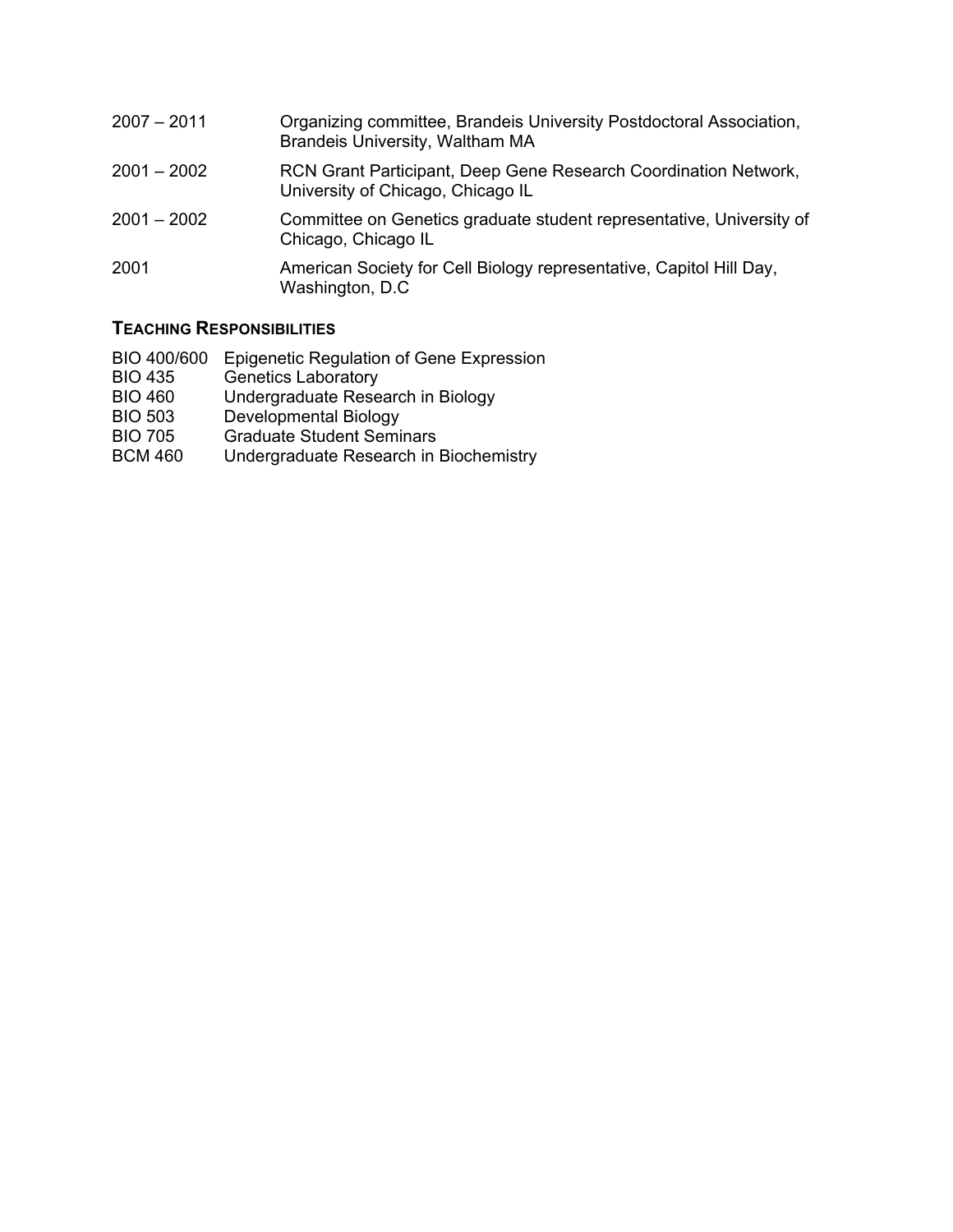| | |
|---|---|
| 2007 – 2011 | Organizing committee, Brandeis University Postdoctoral Association, Brandeis University, Waltham MA |
| 2001 – 2002 | RCN Grant Participant, Deep Gene Research Coordination Network, University of Chicago, Chicago IL |
| 2001 – 2002 | Committee on Genetics graduate student representative, University of Chicago, Chicago IL |
| 2001 | American Society for Cell Biology representative, Capitol Hill Day, Washington, D.C |

## TEACHING RESPONSIBILITIES

| | |
|---|---|
| BIO 400/600 | Epigenetic Regulation of Gene Expression |
| BIO 435 | Genetics Laboratory |
| BIO 460 | Undergraduate Research in Biology |
| BIO 503 | Developmental Biology |
| BIO 705 | Graduate Student Seminars |
| BCM 460 | Undergraduate Research in Biochemistry |